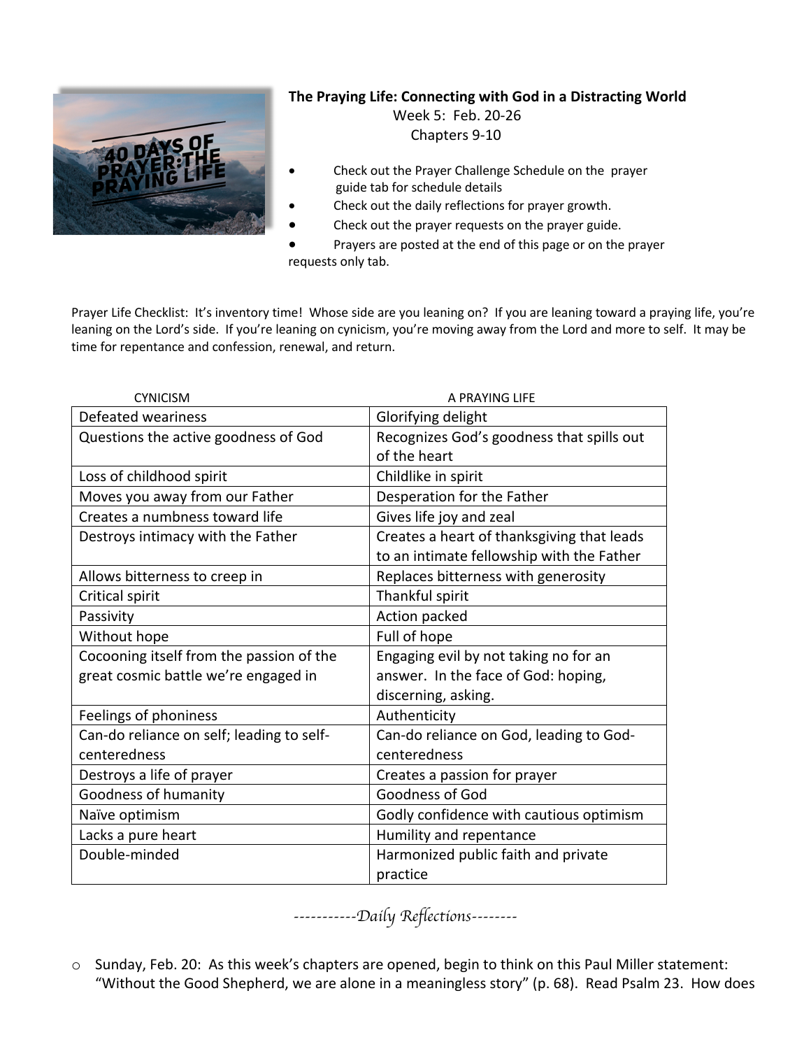**The Praying Life: Connecting with God in a Distracting World**

Week 5: Feb. 20-26

Chapters 9-10

- Check out the Prayer Challenge Schedule on the prayer guide tab for schedule details
- Check out the daily reflections for prayer growth.
- Check out the prayer requests on the prayer guide.
- Prayers are posted at the end of this page or on the prayer requests only tab.

Prayer Life Checklist: It's inventory time! Whose side are you leaning on? If you are leaning toward a praying life, you're leaning on the Lord's side. If you're leaning on cynicism, you're moving away from the Lord and more to self. It may be time for repentance and confession, renewal, and return.

| CYNICISM | A PRAYING LIFE |
|---|---|
| Defeated weariness | Glorifying delight |
| Questions the active goodness of God | Recognizes God's goodness that spills out of the heart |
| Loss of childhood spirit | Childlike in spirit |
| Moves you away from our Father | Desperation for the Father |
| Creates a numbness toward life | Gives life joy and zeal |
| Destroys intimacy with the Father | Creates a heart of thanksgiving that leads to an intimate fellowship with the Father |
| Allows bitterness to creep in | Replaces bitterness with generosity |
| Critical spirit | Thankful spirit |
| Passivity | Action packed |
| Without hope | Full of hope |
| Cocooning itself from the passion of the great cosmic battle we're engaged in | Engaging evil by not taking no for an answer. In the face of God: hoping, discerning, asking. |
| Feelings of phoniness | Authenticity |
| Can-do reliance on self; leading to self-centeredness | Can-do reliance on God, leading to God-centeredness |
| Destroys a life of prayer | Creates a passion for prayer |
| Goodness of humanity | Goodness of God |
| Naïve optimism | Godly confidence with cautious optimism |
| Lacks a pure heart | Humility and repentance |
| Double-minded | Harmonized public faith and private practice |

*-----------Daily Reflections--------*

- Sunday, Feb. 20: As this week's chapters are opened, begin to think on this Paul Miller statement: "Without the Good Shepherd, we are alone in a meaningless story" (p. 68). Read Psalm 23. How does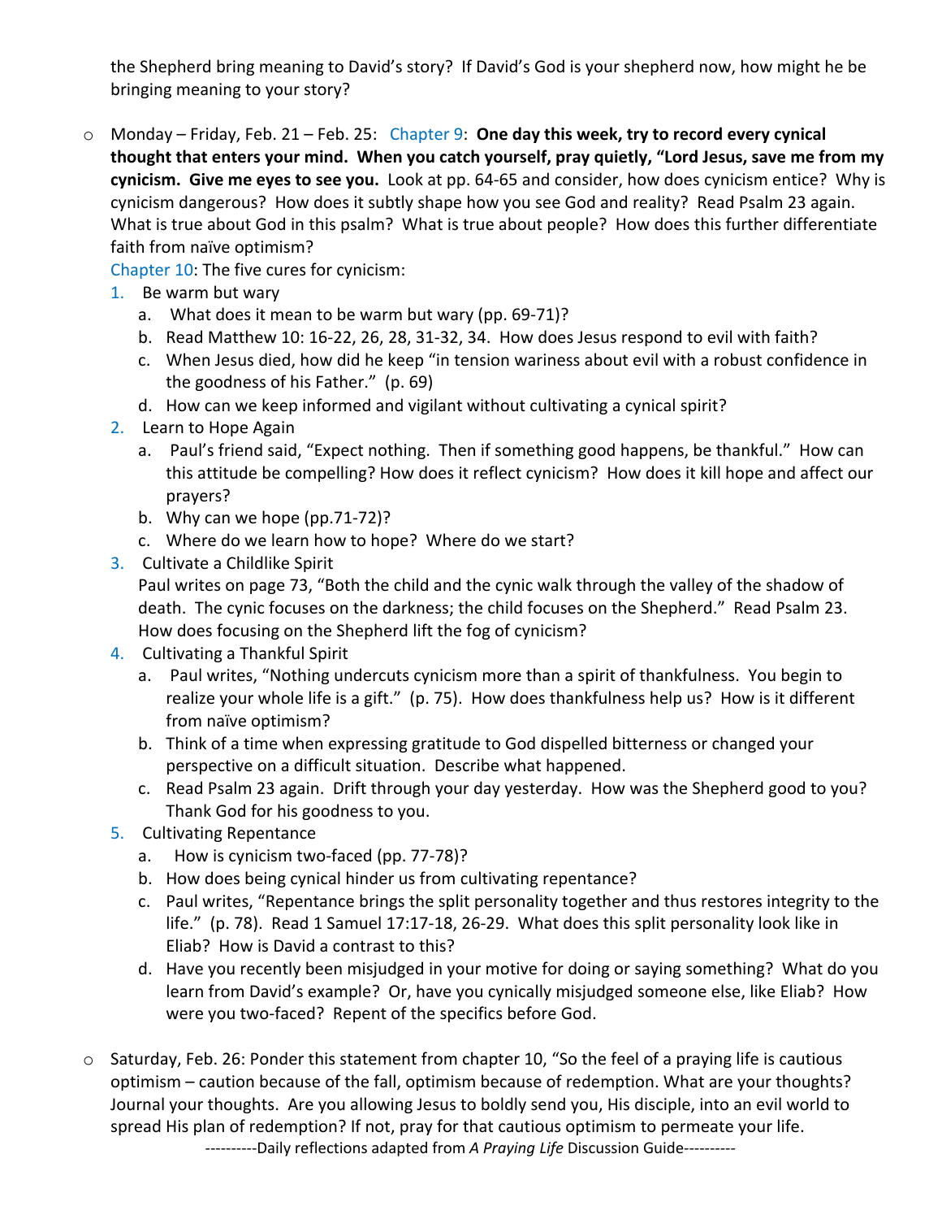the Shepherd bring meaning to David's story? If David's God is your shepherd now, how might he be bringing meaning to your story?

- Monday – Friday, Feb. 21 – Feb. 25: Chapter 9: **One day this week, try to record every cynical thought that enters your mind. When you catch yourself, pray quietly, "Lord Jesus, save me from my cynicism. Give me eyes to see you.** Look at pp. 64-65 and consider, how does cynicism entice? Why is cynicism dangerous? How does it subtly shape how you see God and reality? Read Psalm 23 again. What is true about God in this psalm? What is true about people? How does this further differentiate faith from naïve optimism?

  Chapter 10: The five cures for cynicism:

  1. Be warm but wary
     a. What does it mean to be warm but wary (pp. 69-71)?
     b. Read Matthew 10: 16-22, 26, 28, 31-32, 34. How does Jesus respond to evil with faith?
     c. When Jesus died, how did he keep "in tension wariness about evil with a robust confidence in the goodness of his Father." (p. 69)
     d. How can we keep informed and vigilant without cultivating a cynical spirit?
  2. Learn to Hope Again
     a. Paul's friend said, "Expect nothing. Then if something good happens, be thankful." How can this attitude be compelling? How does it reflect cynicism? How does it kill hope and affect our prayers?
     b. Why can we hope (pp.71-72)?
     c. Where do we learn how to hope? Where do we start?
  3. Cultivate a Childlike Spirit

     Paul writes on page 73, "Both the child and the cynic walk through the valley of the shadow of death. The cynic focuses on the darkness; the child focuses on the Shepherd." Read Psalm 23. How does focusing on the Shepherd lift the fog of cynicism?
  4. Cultivating a Thankful Spirit
     a. Paul writes, "Nothing undercuts cynicism more than a spirit of thankfulness. You begin to realize your whole life is a gift." (p. 75). How does thankfulness help us? How is it different from naïve optimism?
     b. Think of a time when expressing gratitude to God dispelled bitterness or changed your perspective on a difficult situation. Describe what happened.
     c. Read Psalm 23 again. Drift through your day yesterday. How was the Shepherd good to you? Thank God for his goodness to you.
  5. Cultivating Repentance
     a. How is cynicism two-faced (pp. 77-78)?
     b. How does being cynical hinder us from cultivating repentance?
     c. Paul writes, "Repentance brings the split personality together and thus restores integrity to the life." (p. 78). Read 1 Samuel 17:17-18, 26-29. What does this split personality look like in Eliab? How is David a contrast to this?
     d. Have you recently been misjudged in your motive for doing or saying something? What do you learn from David's example? Or, have you cynically misjudged someone else, like Eliab? How were you two-faced? Repent of the specifics before God.

- Saturday, Feb. 26: Ponder this statement from chapter 10, "So the feel of a praying life is cautious optimism – caution because of the fall, optimism because of redemption. What are your thoughts? Journal your thoughts. Are you allowing Jesus to boldly send you, His disciple, into an evil world to spread His plan of redemption? If not, pray for that cautious optimism to permeate your life.

----------Daily reflections adapted from *A Praying Life* Discussion Guide----------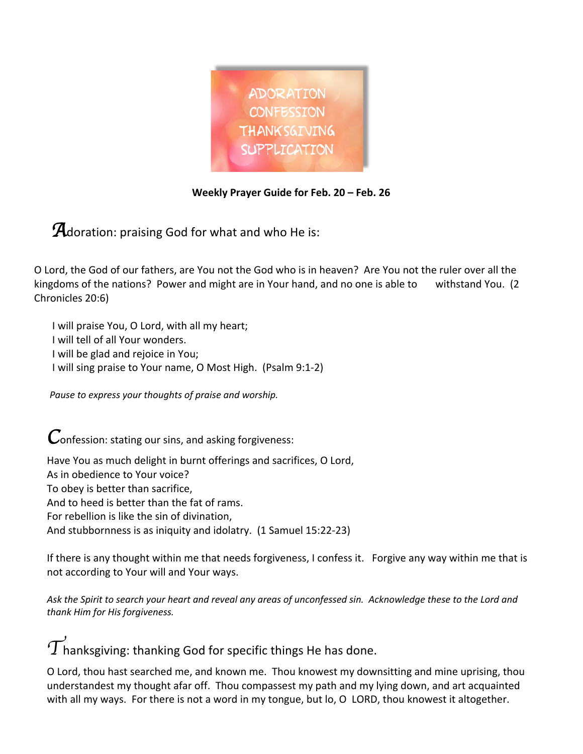ADORATION
CONFESSION
THANKSGIVING
SUPPLICATION

**Weekly Prayer Guide for Feb. 20 – Feb. 26**

## Adoration: praising God for what and who He is:

O Lord, the God of our fathers, are You not the God who is in heaven? Are You not the ruler over all the kingdoms of the nations? Power and might are in Your hand, and no one is able to withstand You. (2 Chronicles 20:6)

I will praise You, O Lord, with all my heart;
I will tell of all Your wonders.
I will be glad and rejoice in You;
I will sing praise to Your name, O Most High. (Psalm 9:1-2)

*Pause to express your thoughts of praise and worship.*

## Confession: stating our sins, and asking forgiveness:

Have You as much delight in burnt offerings and sacrifices, O Lord,
As in obedience to Your voice?
To obey is better than sacrifice,
And to heed is better than the fat of rams.
For rebellion is like the sin of divination,
And stubbornness is as iniquity and idolatry. (1 Samuel 15:22-23)

If there is any thought within me that needs forgiveness, I confess it. Forgive any way within me that is not according to Your will and Your ways.

*Ask the Spirit to search your heart and reveal any areas of unconfessed sin. Acknowledge these to the Lord and thank Him for His forgiveness.*

## Thanksgiving: thanking God for specific things He has done.

O Lord, thou hast searched me, and known me. Thou knowest my downsitting and mine uprising, thou understandest my thought afar off. Thou compassest my path and my lying down, and art acquainted with all my ways. For there is not a word in my tongue, but lo, O LORD, thou knowest it altogether.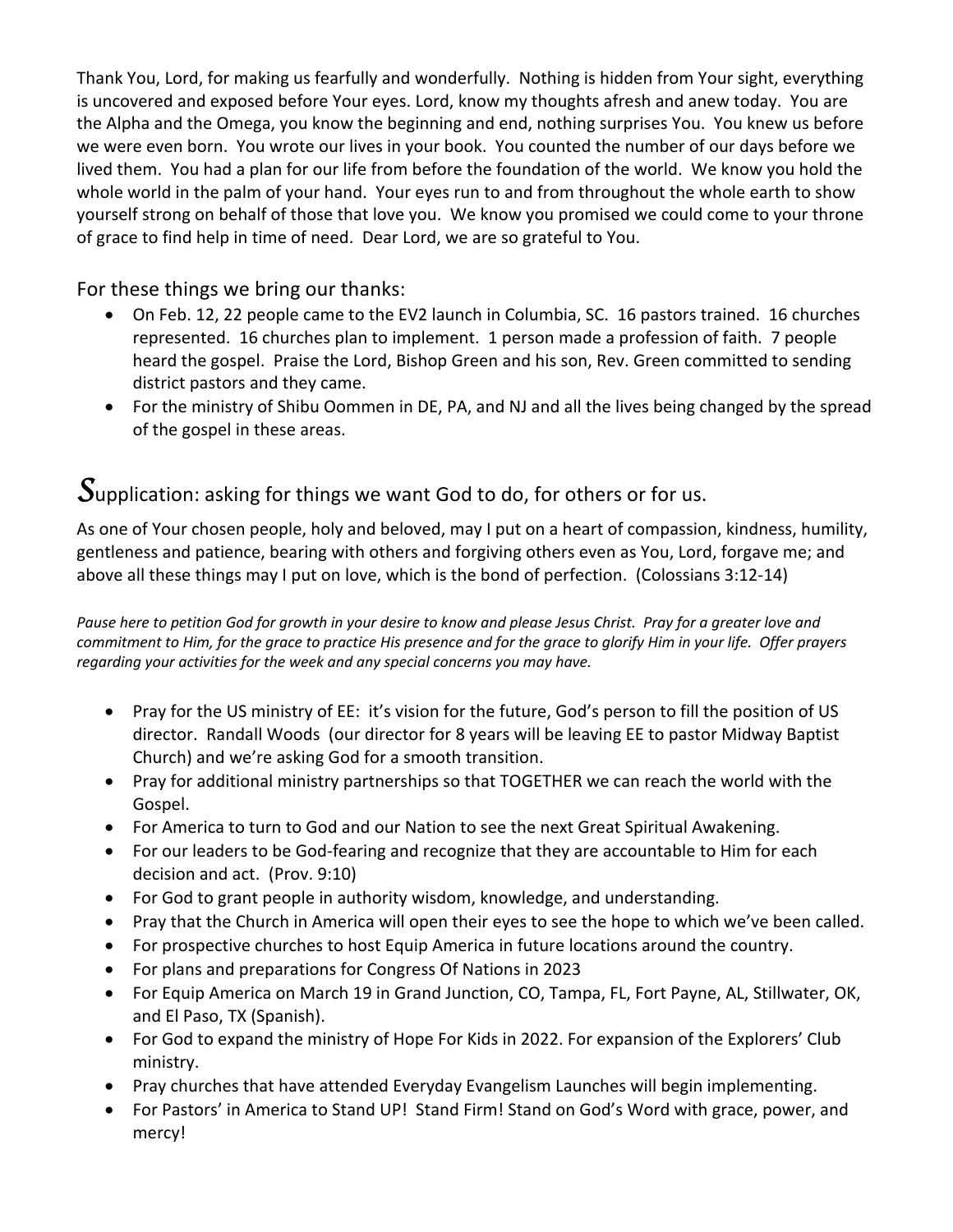Thank You, Lord, for making us fearfully and wonderfully. Nothing is hidden from Your sight, everything is uncovered and exposed before Your eyes. Lord, know my thoughts afresh and anew today. You are the Alpha and the Omega, you know the beginning and end, nothing surprises You. You knew us before we were even born. You wrote our lives in your book. You counted the number of our days before we lived them. You had a plan for our life from before the foundation of the world. We know you hold the whole world in the palm of your hand. Your eyes run to and from throughout the whole earth to show yourself strong on behalf of those that love you. We know you promised we could come to your throne of grace to find help in time of need. Dear Lord, we are so grateful to You.

For these things we bring our thanks:

- On Feb. 12, 22 people came to the EV2 launch in Columbia, SC. 16 pastors trained. 16 churches represented. 16 churches plan to implement. 1 person made a profession of faith. 7 people heard the gospel. Praise the Lord, Bishop Green and his son, Rev. Green committed to sending district pastors and they came.
- For the ministry of Shibu Oommen in DE, PA, and NJ and all the lives being changed by the spread of the gospel in these areas.

## *S*upplication: asking for things we want God to do, for others or for us.

As one of Your chosen people, holy and beloved, may I put on a heart of compassion, kindness, humility, gentleness and patience, bearing with others and forgiving others even as You, Lord, forgave me; and above all these things may I put on love, which is the bond of perfection. (Colossians 3:12-14)

*Pause here to petition God for growth in your desire to know and please Jesus Christ. Pray for a greater love and commitment to Him, for the grace to practice His presence and for the grace to glorify Him in your life. Offer prayers regarding your activities for the week and any special concerns you may have.*

- Pray for the US ministry of EE: it's vision for the future, God's person to fill the position of US director. Randall Woods (our director for 8 years will be leaving EE to pastor Midway Baptist Church) and we're asking God for a smooth transition.
- Pray for additional ministry partnerships so that TOGETHER we can reach the world with the Gospel.
- For America to turn to God and our Nation to see the next Great Spiritual Awakening.
- For our leaders to be God-fearing and recognize that they are accountable to Him for each decision and act. (Prov. 9:10)
- For God to grant people in authority wisdom, knowledge, and understanding.
- Pray that the Church in America will open their eyes to see the hope to which we've been called.
- For prospective churches to host Equip America in future locations around the country.
- For plans and preparations for Congress Of Nations in 2023
- For Equip America on March 19 in Grand Junction, CO, Tampa, FL, Fort Payne, AL, Stillwater, OK, and El Paso, TX (Spanish).
- For God to expand the ministry of Hope For Kids in 2022. For expansion of the Explorers' Club ministry.
- Pray churches that have attended Everyday Evangelism Launches will begin implementing.
- For Pastors' in America to Stand UP! Stand Firm! Stand on God's Word with grace, power, and mercy!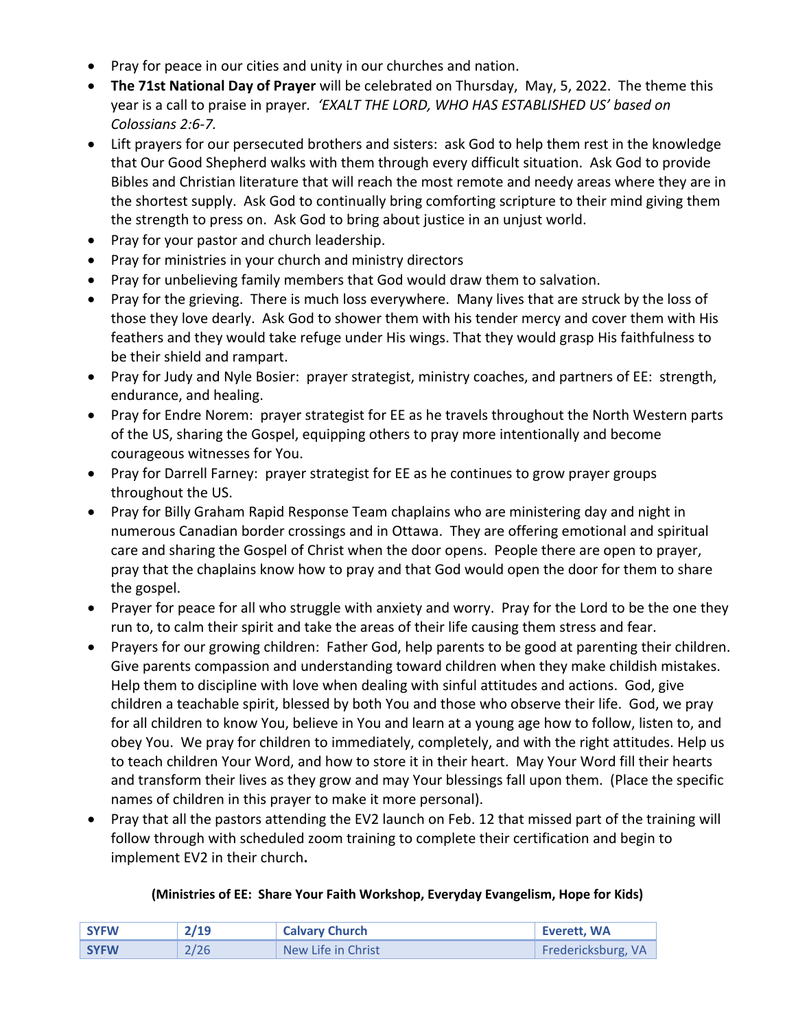- Pray for peace in our cities and unity in our churches and nation.
- **The 71st National Day of Prayer** will be celebrated on Thursday, May, 5, 2022. The theme this year is a call to praise in prayer. *'EXALT THE LORD, WHO HAS ESTABLISHED US' based on Colossians 2:6-7.*
- Lift prayers for our persecuted brothers and sisters: ask God to help them rest in the knowledge that Our Good Shepherd walks with them through every difficult situation. Ask God to provide Bibles and Christian literature that will reach the most remote and needy areas where they are in the shortest supply. Ask God to continually bring comforting scripture to their mind giving them the strength to press on. Ask God to bring about justice in an unjust world.
- Pray for your pastor and church leadership.
- Pray for ministries in your church and ministry directors
- Pray for unbelieving family members that God would draw them to salvation.
- Pray for the grieving. There is much loss everywhere. Many lives that are struck by the loss of those they love dearly. Ask God to shower them with his tender mercy and cover them with His feathers and they would take refuge under His wings. That they would grasp His faithfulness to be their shield and rampart.
- Pray for Judy and Nyle Bosier: prayer strategist, ministry coaches, and partners of EE: strength, endurance, and healing.
- Pray for Endre Norem: prayer strategist for EE as he travels throughout the North Western parts of the US, sharing the Gospel, equipping others to pray more intentionally and become courageous witnesses for You.
- Pray for Darrell Farney: prayer strategist for EE as he continues to grow prayer groups throughout the US.
- Pray for Billy Graham Rapid Response Team chaplains who are ministering day and night in numerous Canadian border crossings and in Ottawa. They are offering emotional and spiritual care and sharing the Gospel of Christ when the door opens. People there are open to prayer, pray that the chaplains know how to pray and that God would open the door for them to share the gospel.
- Prayer for peace for all who struggle with anxiety and worry. Pray for the Lord to be the one they run to, to calm their spirit and take the areas of their life causing them stress and fear.
- Prayers for our growing children: Father God, help parents to be good at parenting their children. Give parents compassion and understanding toward children when they make childish mistakes. Help them to discipline with love when dealing with sinful attitudes and actions. God, give children a teachable spirit, blessed by both You and those who observe their life. God, we pray for all children to know You, believe in You and learn at a young age how to follow, listen to, and obey You. We pray for children to immediately, completely, and with the right attitudes. Help us to teach children Your Word, and how to store it in their heart. May Your Word fill their hearts and transform their lives as they grow and may Your blessings fall upon them. (Place the specific names of children in this prayer to make it more personal).
- Pray that all the pastors attending the EV2 launch on Feb. 12 that missed part of the training will follow through with scheduled zoom training to complete their certification and begin to implement EV2 in their church**.**

**(Ministries of EE: Share Your Faith Workshop, Everyday Evangelism, Hope for Kids)**

| **SYFW** | **2/19** | **Calvary Church** | **Everett, WA** |
|---|---|---|---|
| **SYFW** | 2/26 | New Life in Christ | Fredericksburg, VA |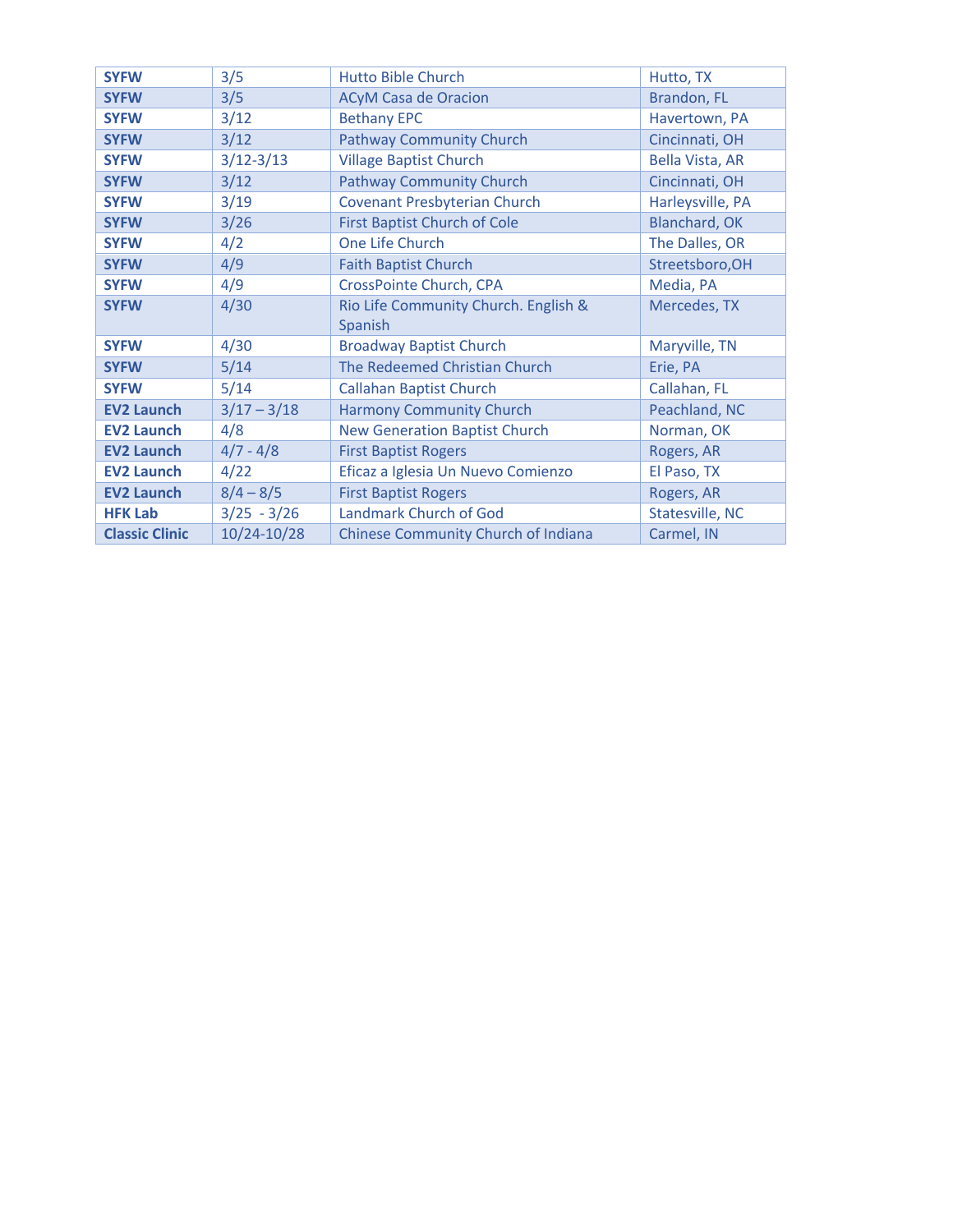| | | | |
|---|---|---|---|
| **SYFW** | 3/5 | Hutto Bible Church | Hutto, TX |
| **SYFW** | 3/5 | ACyM Casa de Oracion | Brandon, FL |
| **SYFW** | 3/12 | Bethany EPC | Havertown, PA |
| **SYFW** | 3/12 | Pathway Community Church | Cincinnati, OH |
| **SYFW** | 3/12-3/13 | Village Baptist Church | Bella Vista, AR |
| **SYFW** | 3/12 | Pathway Community Church | Cincinnati, OH |
| **SYFW** | 3/19 | Covenant Presbyterian Church | Harleysville, PA |
| **SYFW** | 3/26 | First Baptist Church of Cole | Blanchard, OK |
| **SYFW** | 4/2 | One Life Church | The Dalles, OR |
| **SYFW** | 4/9 | Faith Baptist Church | Streetsboro,OH |
| **SYFW** | 4/9 | CrossPointe Church, CPA | Media, PA |
| **SYFW** | 4/30 | Rio Life Community Church. English & Spanish | Mercedes, TX |
| **SYFW** | 4/30 | Broadway Baptist Church | Maryville, TN |
| **SYFW** | 5/14 | The Redeemed Christian Church | Erie, PA |
| **SYFW** | 5/14 | Callahan Baptist Church | Callahan, FL |
| **EV2 Launch** | 3/17 – 3/18 | Harmony Community Church | Peachland, NC |
| **EV2 Launch** | 4/8 | New Generation Baptist Church | Norman, OK |
| **EV2 Launch** | 4/7 - 4/8 | First Baptist Rogers | Rogers, AR |
| **EV2 Launch** | 4/22 | Eficaz a Iglesia Un Nuevo Comienzo | El Paso, TX |
| **EV2 Launch** | 8/4 – 8/5 | First Baptist Rogers | Rogers, AR |
| **HFK Lab** | 3/25 - 3/26 | Landmark Church of God | Statesville, NC |
| **Classic Clinic** | 10/24-10/28 | Chinese Community Church of Indiana | Carmel, IN |